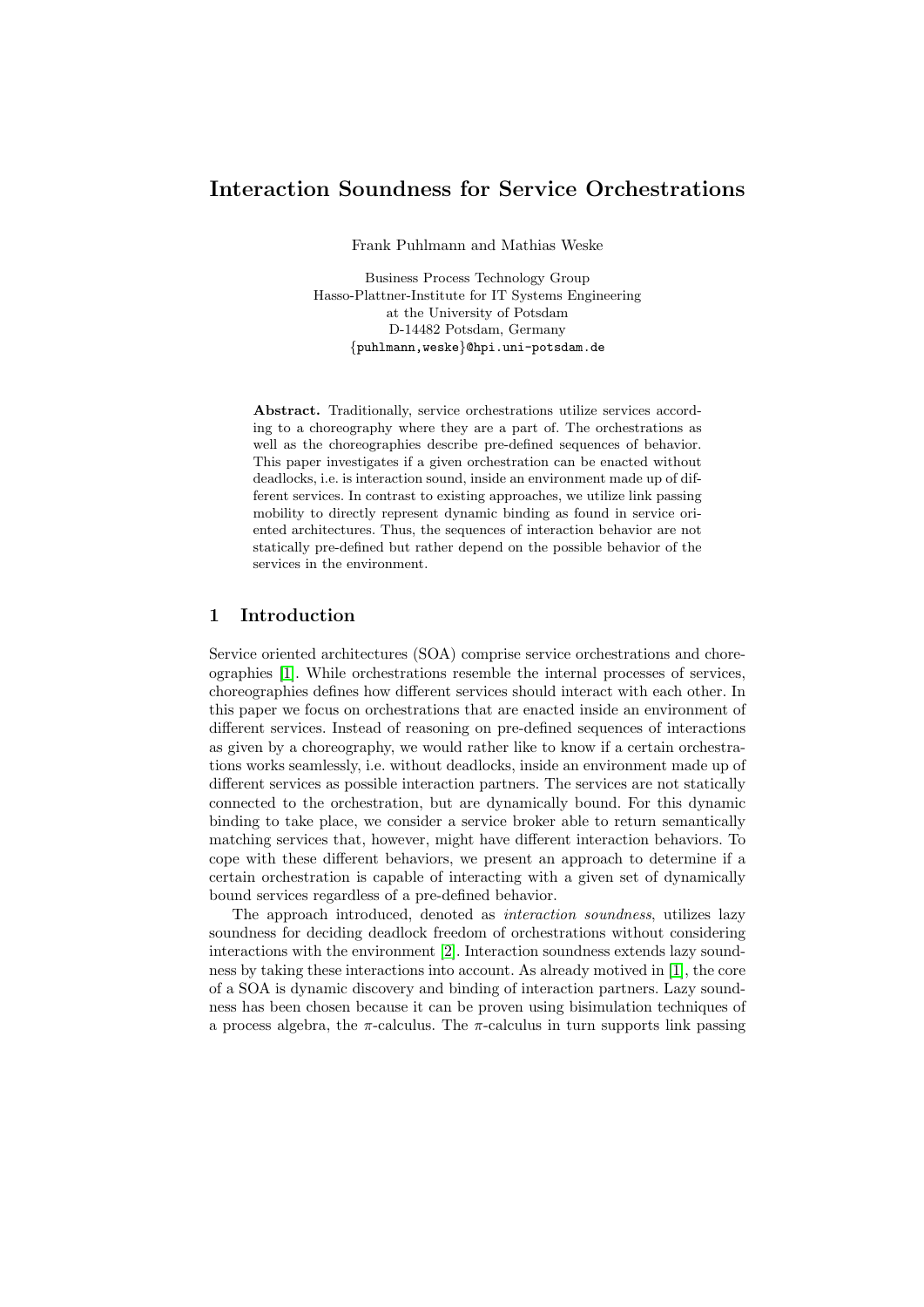# Interaction Soundness for Service Orchestrations

Frank Puhlmann and Mathias Weske

Business Process Technology Group
Hasso-Plattner-Institute for IT Systems Engineering
at the University of Potsdam
D-14482 Potsdam, Germany
{puhlmann,weske}@hpi.uni-potsdam.de

**Abstract.** Traditionally, service orchestrations utilize services according to a choreography where they are a part of. The orchestrations as well as the choreographies describe pre-defined sequences of behavior. This paper investigates if a given orchestration can be enacted without deadlocks, i.e. is interaction sound, inside an environment made up of different services. In contrast to existing approaches, we utilize link passing mobility to directly represent dynamic binding as found in service oriented architectures. Thus, the sequences of interaction behavior are not statically pre-defined but rather depend on the possible behavior of the services in the environment.

## 1 Introduction

Service oriented architectures (SOA) comprise service orchestrations and choreographies [1]. While orchestrations resemble the internal processes of services, choreographies defines how different services should interact with each other. In this paper we focus on orchestrations that are enacted inside an environment of different services. Instead of reasoning on pre-defined sequences of interactions as given by a choreography, we would rather like to know if a certain orchestrations works seamlessly, i.e. without deadlocks, inside an environment made up of different services as possible interaction partners. The services are not statically connected to the orchestration, but are dynamically bound. For this dynamic binding to take place, we consider a service broker able to return semantically matching services that, however, might have different interaction behaviors. To cope with these different behaviors, we present an approach to determine if a certain orchestration is capable of interacting with a given set of dynamically bound services regardless of a pre-defined behavior.

The approach introduced, denoted as *interaction soundness*, utilizes lazy soundness for deciding deadlock freedom of orchestrations without considering interactions with the environment [2]. Interaction soundness extends lazy soundness by taking these interactions into account. As already motived in [1], the core of a SOA is dynamic discovery and binding of interaction partners. Lazy soundness has been chosen because it can be proven using bisimulation techniques of a process algebra, the $\pi$-calculus. The $\pi$-calculus in turn supports link passing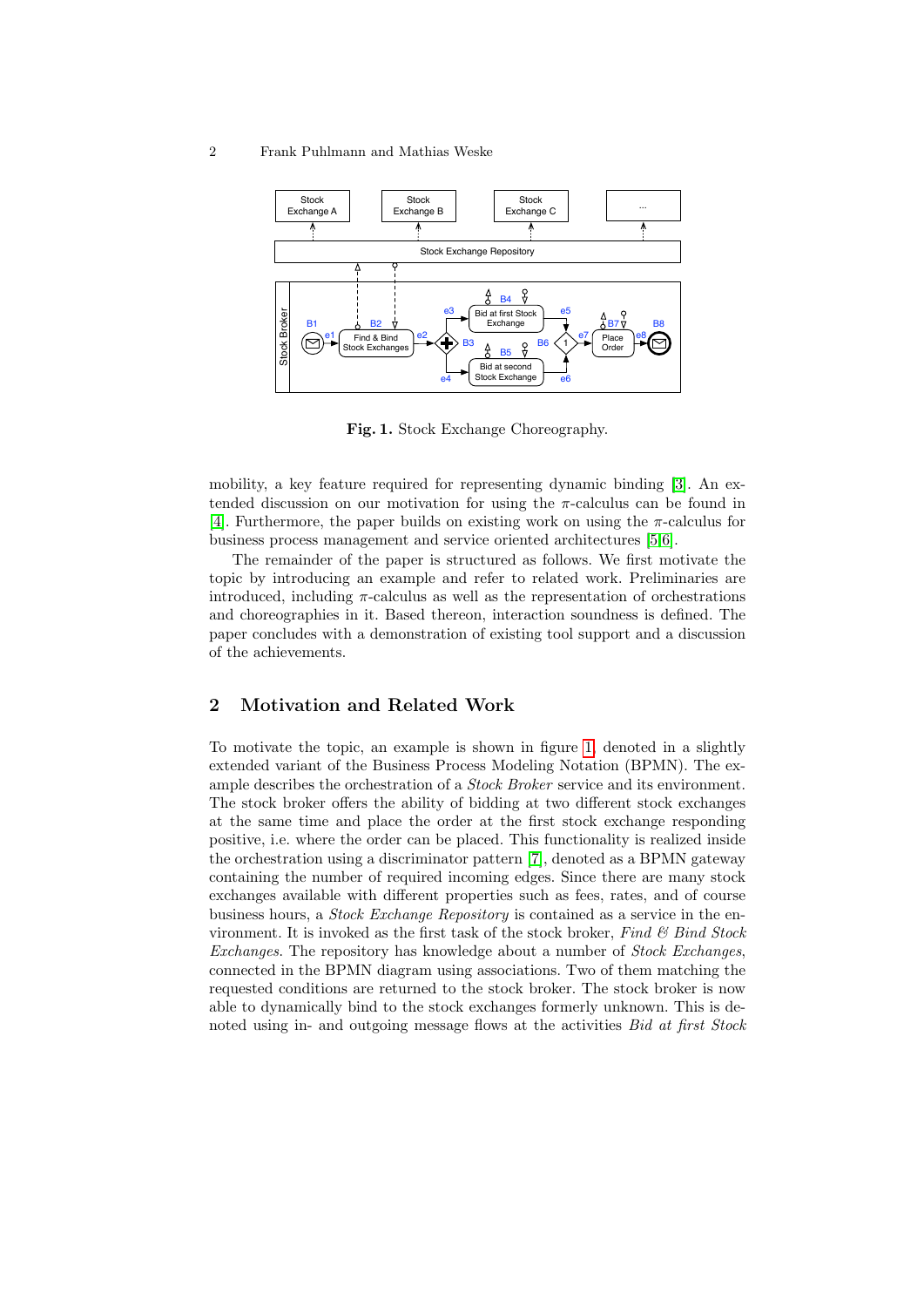Fig. 1. Stock Exchange Choreography.

mobility, a key feature required for representing dynamic binding [3]. An extended discussion on our motivation for using the $\pi$-calculus can be found in [4]. Furthermore, the paper builds on existing work on using the $\pi$-calculus for business process management and service oriented architectures [5,6].

The remainder of the paper is structured as follows. We first motivate the topic by introducing an example and refer to related work. Preliminaries are introduced, including $\pi$-calculus as well as the representation of orchestrations and choreographies in it. Based thereon, interaction soundness is defined. The paper concludes with a demonstration of existing tool support and a discussion of the achievements.

## 2 Motivation and Related Work

To motivate the topic, an example is shown in figure 1, denoted in a slightly extended variant of the Business Process Modeling Notation (BPMN). The example describes the orchestration of a *Stock Broker* service and its environment. The stock broker offers the ability of bidding at two different stock exchanges at the same time and place the order at the first stock exchange responding positive, i.e. where the order can be placed. This functionality is realized inside the orchestration using a discriminator pattern [7], denoted as a BPMN gateway containing the number of required incoming edges. Since there are many stock exchanges available with different properties such as fees, rates, and of course business hours, a *Stock Exchange Repository* is contained as a service in the environment. It is invoked as the first task of the stock broker, *Find & Bind Stock Exchanges*. The repository has knowledge about a number of *Stock Exchanges*, connected in the BPMN diagram using associations. Two of them matching the requested conditions are returned to the stock broker. The stock broker is now able to dynamically bind to the stock exchanges formerly unknown. This is denoted using in- and outgoing message flows at the activities *Bid at first Stock*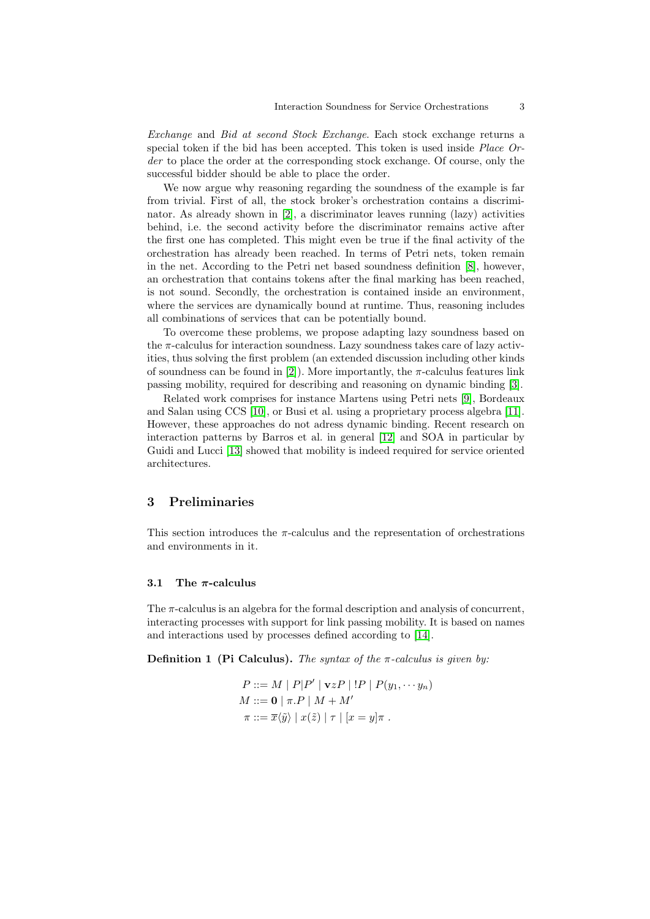*Exchange* and *Bid at second Stock Exchange*. Each stock exchange returns a special token if the bid has been accepted. This token is used inside *Place Order* to place the order at the corresponding stock exchange. Of course, only the successful bidder should be able to place the order.

We now argue why reasoning regarding the soundness of the example is far from trivial. First of all, the stock broker's orchestration contains a discriminator. As already shown in [2], a discriminator leaves running (lazy) activities behind, i.e. the second activity before the discriminator remains active after the first one has completed. This might even be true if the final activity of the orchestration has already been reached. In terms of Petri nets, token remain in the net. According to the Petri net based soundness definition [8], however, an orchestration that contains tokens after the final marking has been reached, is not sound. Secondly, the orchestration is contained inside an environment, where the services are dynamically bound at runtime. Thus, reasoning includes all combinations of services that can be potentially bound.

To overcome these problems, we propose adapting lazy soundness based on the $\pi$-calculus for interaction soundness. Lazy soundness takes care of lazy activities, thus solving the first problem (an extended discussion including other kinds of soundness can be found in [2]). More importantly, the $\pi$-calculus features link passing mobility, required for describing and reasoning on dynamic binding [3].

Related work comprises for instance Martens using Petri nets [9], Bordeaux and Salan using CCS [10], or Busi et al. using a proprietary process algebra [11]. However, these approaches do not adress dynamic binding. Recent research on interaction patterns by Barros et al. in general [12] and SOA in particular by Guidi and Lucci [13] showed that mobility is indeed required for service oriented architectures.

## 3 Preliminaries

This section introduces the $\pi$-calculus and the representation of orchestrations and environments in it.

### 3.1 The $\pi$-calculus

The $\pi$-calculus is an algebra for the formal description and analysis of concurrent, interacting processes with support for link passing mobility. It is based on names and interactions used by processes defined according to [14].

**Definition 1 (Pi Calculus).** *The syntax of the $\pi$-calculus is given by:*

$$
\begin{aligned}
P &::= M \mid P|P' \mid \mathbf{v}zP \mid !P \mid P(y_1, \cdots y_n) \\
M &::= \mathbf{0} \mid \pi.P \mid M + M' \\
\pi &::= \overline{x}\langle\tilde{y}\rangle \mid x(\tilde{z}) \mid \tau \mid [x = y]\pi \ .
\end{aligned}
$$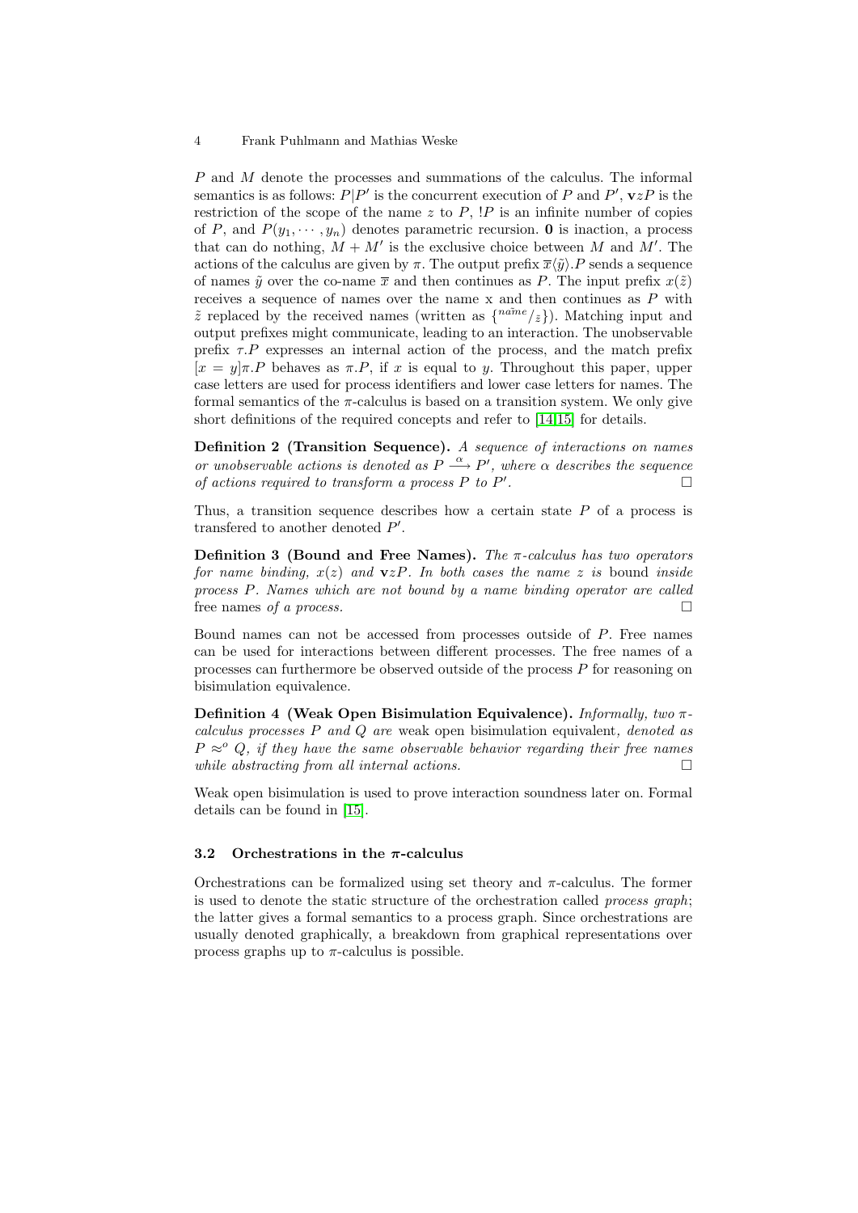$P$ and $M$ denote the processes and summations of the calculus. The informal semantics is as follows: $P|P'$ is the concurrent execution of $P$ and $P'$, $\mathbf{v}zP$ is the restriction of the scope of the name $z$ to $P$, $!P$ is an infinite number of copies of $P$, and $P(y_1, \cdots, y_n)$ denotes parametric recursion. $\mathbf{0}$ is inaction, a process that can do nothing, $M + M'$ is the exclusive choice between $M$ and $M'$. The actions of the calculus are given by $\pi$. The output prefix $\overline{x}\langle\tilde{y}\rangle.P$ sends a sequence of names $\tilde{y}$ over the co-name $\overline{x}$ and then continues as $P$. The input prefix $x(\tilde{z})$ receives a sequence of names over the name x and then continues as $P$ with $\tilde{z}$ replaced by the received names (written as $\{^{\tilde{name}}/_{\tilde{z}}\}$). Matching input and output prefixes might communicate, leading to an interaction. The unobservable prefix $\tau.P$ expresses an internal action of the process, and the match prefix $[x = y]\pi.P$ behaves as $\pi.P$, if $x$ is equal to $y$. Throughout this paper, upper case letters are used for process identifiers and lower case letters for names. The formal semantics of the $\pi$-calculus is based on a transition system. We only give short definitions of the required concepts and refer to [14,15] for details.

**Definition 2 (Transition Sequence).** *A sequence of interactions on names or unobservable actions is denoted as $P \xrightarrow{\alpha} P'$, where $\alpha$ describes the sequence of actions required to transform a process $P$ to $P'$.* □

Thus, a transition sequence describes how a certain state $P$ of a process is transfered to another denoted $P'$.

**Definition 3 (Bound and Free Names).** *The $\pi$-calculus has two operators for name binding, $x(z)$ and $\mathbf{v}zP$. In both cases the name $z$ is* bound *inside process $P$. Names which are not bound by a name binding operator are called* free names *of a process.* □

Bound names can not be accessed from processes outside of $P$. Free names can be used for interactions between different processes. The free names of a processes can furthermore be observed outside of the process $P$ for reasoning on bisimulation equivalence.

**Definition 4 (Weak Open Bisimulation Equivalence).** *Informally, two $\pi$-calculus processes $P$ and $Q$ are* weak open bisimulation equivalent*, denoted as $P \approx^o Q$, if they have the same observable behavior regarding their free names while abstracting from all internal actions.* □

Weak open bisimulation is used to prove interaction soundness later on. Formal details can be found in [15].

### 3.2 Orchestrations in the $\pi$-calculus

Orchestrations can be formalized using set theory and $\pi$-calculus. The former is used to denote the static structure of the orchestration called *process graph*; the latter gives a formal semantics to a process graph. Since orchestrations are usually denoted graphically, a breakdown from graphical representations over process graphs up to $\pi$-calculus is possible.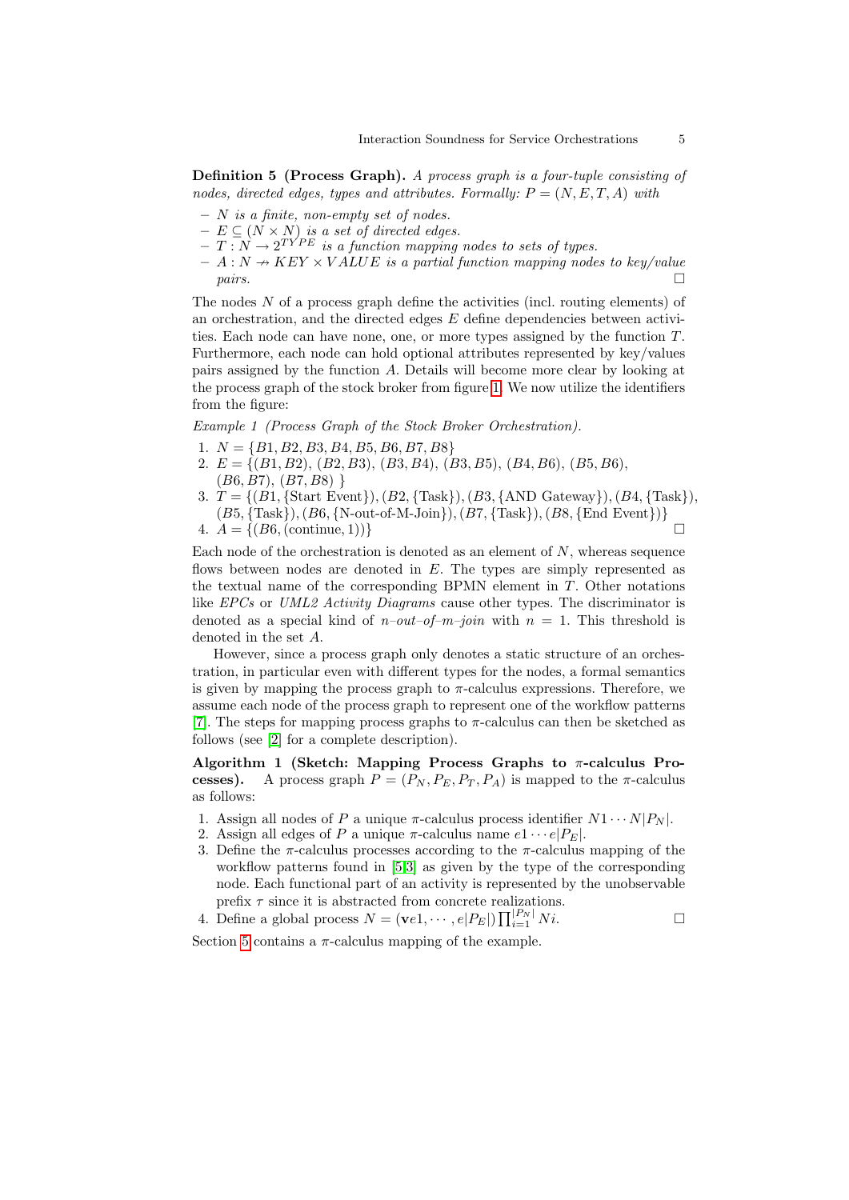**Definition 5 (Process Graph).** *A process graph is a four-tuple consisting of nodes, directed edges, types and attributes. Formally: $P = (N, E, T, A)$ with*

- *$N$ is a finite, non-empty set of nodes.*
- *$E \subseteq (N \times N)$ is a set of directed edges.*
- *$T : N \to 2^{TYPE}$ is a function mapping nodes to sets of types.*
- *$A : N \nrightarrow KEY \times VALUE$ is a partial function mapping nodes to key/value pairs.* □

The nodes $N$ of a process graph define the activities (incl. routing elements) of an orchestration, and the directed edges $E$ define dependencies between activities. Each node can have none, one, or more types assigned by the function $T$. Furthermore, each node can hold optional attributes represented by key/values pairs assigned by the function $A$. Details will become more clear by looking at the process graph of the stock broker from figure 1. We now utilize the identifiers from the figure:

*Example 1 (Process Graph of the Stock Broker Orchestration).*

1. $N = \{B1, B2, B3, B4, B5, B6, B7, B8\}$
2. $E = \{(B1, B2), (B2, B3), (B3, B4), (B3, B5), (B4, B6), (B5, B6), (B6, B7), (B7, B8)\}$
3. $T = \{(B1, \{\text{Start Event}\}), (B2, \{\text{Task}\}), (B3, \{\text{AND Gateway}\}), (B4, \{\text{Task}\}), (B5, \{\text{Task}\}), (B6, \{\text{N-out-of-M-Join}\}), (B7, \{\text{Task}\}), (B8, \{\text{End Event}\})\}$
4. $A = \{(B6, (\text{continue}, 1))\}$ □

Each node of the orchestration is denoted as an element of $N$, whereas sequence flows between nodes are denoted in $E$. The types are simply represented as the textual name of the corresponding BPMN element in $T$. Other notations like *EPCs* or *UML2 Activity Diagrams* cause other types. The discriminator is denoted as a special kind of *n–out–of–m–join* with $n = 1$. This threshold is denoted in the set $A$.

However, since a process graph only denotes a static structure of an orchestration, in particular even with different types for the nodes, a formal semantics is given by mapping the process graph to $\pi$-calculus expressions. Therefore, we assume each node of the process graph to represent one of the workflow patterns [7]. The steps for mapping process graphs to $\pi$-calculus can then be sketched as follows (see [2] for a complete description).

**Algorithm 1 (Sketch: Mapping Process Graphs to $\pi$-calculus Processes).** A process graph $P = (P_N, P_E, P_T, P_A)$ is mapped to the $\pi$-calculus as follows:

1. Assign all nodes of $P$ a unique $\pi$-calculus process identifier $N1 \cdots N|P_N|$.
2. Assign all edges of $P$ a unique $\pi$-calculus name $e1 \cdots e|P_E|$.
3. Define the $\pi$-calculus processes according to the $\pi$-calculus mapping of the workflow patterns found in [5,3] as given by the type of the corresponding node. Each functional part of an activity is represented by the unobservable prefix $\tau$ since it is abstracted from concrete realizations.
4. Define a global process $N = (\mathbf{v}e1, \cdots, e|P_E|) \prod_{i=1}^{|P_N|} Ni$. □

Section 5 contains a $\pi$-calculus mapping of the example.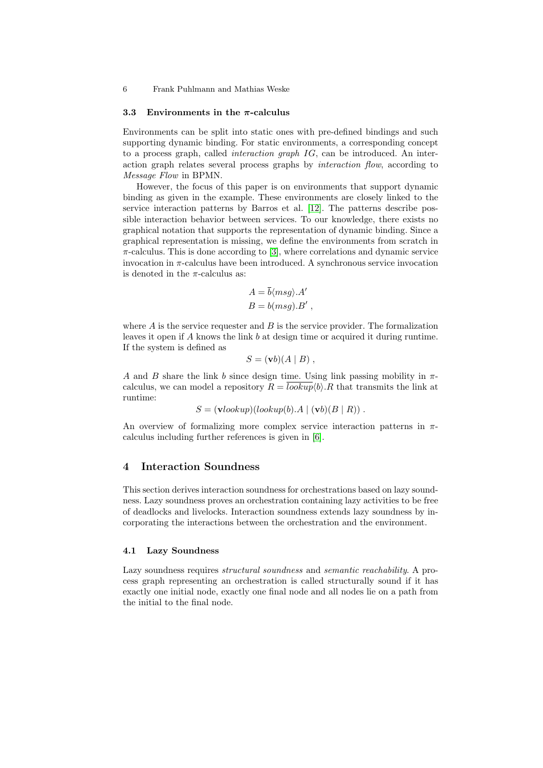### 3.3 Environments in the $\pi$-calculus

Environments can be split into static ones with pre-defined bindings and such supporting dynamic binding. For static environments, a corresponding concept to a process graph, called *interaction graph $IG$*, can be introduced. An interaction graph relates several process graphs by *interaction flow*, according to *Message Flow* in BPMN.

However, the focus of this paper is on environments that support dynamic binding as given in the example. These environments are closely linked to the service interaction patterns by Barros et al. [12]. The patterns describe possible interaction behavior between services. To our knowledge, there exists no graphical notation that supports the representation of dynamic binding. Since a graphical representation is missing, we define the environments from scratch in $\pi$-calculus. This is done according to [3], where correlations and dynamic service invocation in $\pi$-calculus have been introduced. A synchronous service invocation is denoted in the $\pi$-calculus as:

$$A = \overline{b}\langle msg \rangle.A'$$
$$B = b(msg).B' \ ,$$

where $A$ is the service requester and $B$ is the service provider. The formalization leaves it open if $A$ knows the link $b$ at design time or acquired it during runtime. If the system is defined as

$$S = (\mathbf{v}b)(A \mid B) \ ,$$

$A$ and $B$ share the link $b$ since design time. Using link passing mobility in $\pi$-calculus, we can model a repository $R = \overline{lookup}\langle b \rangle.R$ that transmits the link at runtime:

$$S = (\mathbf{v}lookup)(lookup(b).A \mid (\mathbf{v}b)(B \mid R)) \ .$$

An overview of formalizing more complex service interaction patterns in $\pi$-calculus including further references is given in [6].

## 4 Interaction Soundness

This section derives interaction soundness for orchestrations based on lazy soundness. Lazy soundness proves an orchestration containing lazy activities to be free of deadlocks and livelocks. Interaction soundness extends lazy soundness by incorporating the interactions between the orchestration and the environment.

### 4.1 Lazy Soundness

Lazy soundness requires *structural soundness* and *semantic reachability*. A process graph representing an orchestration is called structurally sound if it has exactly one initial node, exactly one final node and all nodes lie on a path from the initial to the final node.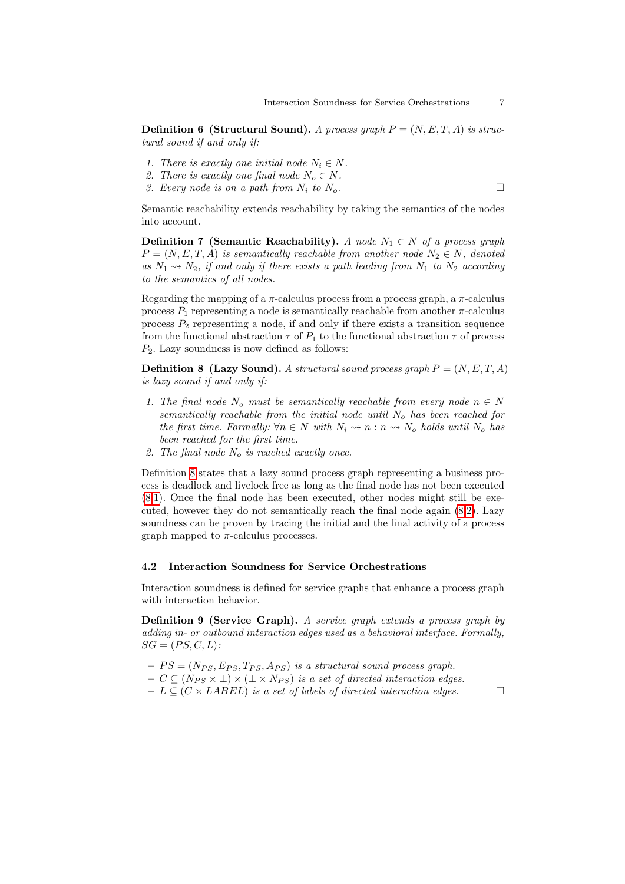**Definition 6 (Structural Sound).** *A process graph $P = (N, E, T, A)$ is structural sound if and only if:*

1. *There is exactly one initial node $N_i \in N$.*
2. *There is exactly one final node $N_o \in N$.*
3. *Every node is on a path from $N_i$ to $N_o$.* □

Semantic reachability extends reachability by taking the semantics of the nodes into account.

**Definition 7 (Semantic Reachability).** *A node $N_1 \in N$ of a process graph $P = (N, E, T, A)$ is semantically reachable from another node $N_2 \in N$, denoted as $N_1 \rightsquigarrow N_2$, if and only if there exists a path leading from $N_1$ to $N_2$ according to the semantics of all nodes.*

Regarding the mapping of a $\pi$-calculus process from a process graph, a $\pi$-calculus process $P_1$ representing a node is semantically reachable from another $\pi$-calculus process $P_2$ representing a node, if and only if there exists a transition sequence from the functional abstraction $\tau$ of $P_1$ to the functional abstraction $\tau$ of process $P_2$. Lazy soundness is now defined as follows:

**Definition 8 (Lazy Sound).** *A structural sound process graph $P = (N, E, T, A)$ is lazy sound if and only if:*

1. *The final node $N_o$ must be semantically reachable from every node $n \in N$ semantically reachable from the initial node until $N_o$ has been reached for the first time. Formally: $\forall n \in N$ with $N_i \rightsquigarrow n : n \rightsquigarrow N_o$ holds until $N_o$ has been reached for the first time.*
2. *The final node $N_o$ is reached exactly once.*

Definition 8 states that a lazy sound process graph representing a business process is deadlock and livelock free as long as the final node has not been executed (8.1). Once the final node has been executed, other nodes might still be executed, however they do not semantically reach the final node again (8.2). Lazy soundness can be proven by tracing the initial and the final activity of a process graph mapped to $\pi$-calculus processes.

### 4.2 Interaction Soundness for Service Orchestrations

Interaction soundness is defined for service graphs that enhance a process graph with interaction behavior.

**Definition 9 (Service Graph).** *A service graph extends a process graph by adding in- or outbound interaction edges used as a behavioral interface. Formally, $SG = (PS, C, L)$:*

- *$PS = (N_{PS}, E_{PS}, T_{PS}, A_{PS})$ is a structural sound process graph.*
- *$C \subseteq (N_{PS} \times \bot) \times (\bot \times N_{PS})$ is a set of directed interaction edges.*
- *$L \subseteq (C \times LABEL)$ is a set of labels of directed interaction edges.* □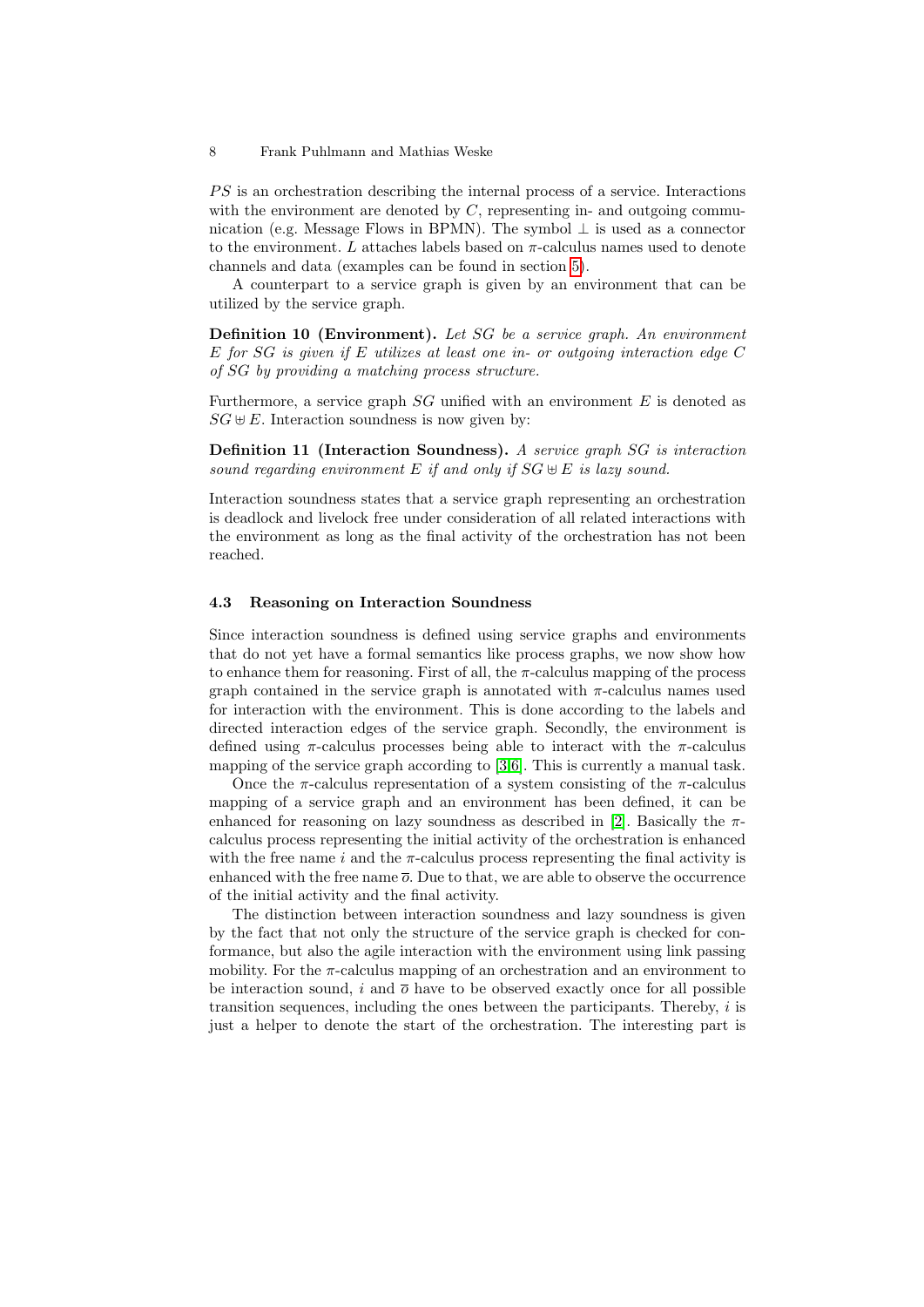$PS$ is an orchestration describing the internal process of a service. Interactions with the environment are denoted by $C$, representing in- and outgoing communication (e.g. Message Flows in BPMN). The symbol $\perp$ is used as a connector to the environment. $L$ attaches labels based on $\pi$-calculus names used to denote channels and data (examples can be found in section 5).

A counterpart to a service graph is given by an environment that can be utilized by the service graph.

**Definition 10 (Environment).** *Let $SG$ be a service graph. An environment $E$ for $SG$ is given if $E$ utilizes at least one in- or outgoing interaction edge $C$ of $SG$ by providing a matching process structure.*

Furthermore, a service graph $SG$ unified with an environment $E$ is denoted as $SG \uplus E$. Interaction soundness is now given by:

**Definition 11 (Interaction Soundness).** *A service graph $SG$ is interaction sound regarding environment $E$ if and only if $SG \uplus E$ is lazy sound.*

Interaction soundness states that a service graph representing an orchestration is deadlock and livelock free under consideration of all related interactions with the environment as long as the final activity of the orchestration has not been reached.

### 4.3 Reasoning on Interaction Soundness

Since interaction soundness is defined using service graphs and environments that do not yet have a formal semantics like process graphs, we now show how to enhance them for reasoning. First of all, the $\pi$-calculus mapping of the process graph contained in the service graph is annotated with $\pi$-calculus names used for interaction with the environment. This is done according to the labels and directed interaction edges of the service graph. Secondly, the environment is defined using $\pi$-calculus processes being able to interact with the $\pi$-calculus mapping of the service graph according to [3,6]. This is currently a manual task.

Once the $\pi$-calculus representation of a system consisting of the $\pi$-calculus mapping of a service graph and an environment has been defined, it can be enhanced for reasoning on lazy soundness as described in [2]. Basically the $\pi$-calculus process representing the initial activity of the orchestration is enhanced with the free name $i$ and the $\pi$-calculus process representing the final activity is enhanced with the free name $\overline{o}$. Due to that, we are able to observe the occurrence of the initial activity and the final activity.

The distinction between interaction soundness and lazy soundness is given by the fact that not only the structure of the service graph is checked for conformance, but also the agile interaction with the environment using link passing mobility. For the $\pi$-calculus mapping of an orchestration and an environment to be interaction sound, $i$ and $\overline{o}$ have to be observed exactly once for all possible transition sequences, including the ones between the participants. Thereby, $i$ is just a helper to denote the start of the orchestration. The interesting part is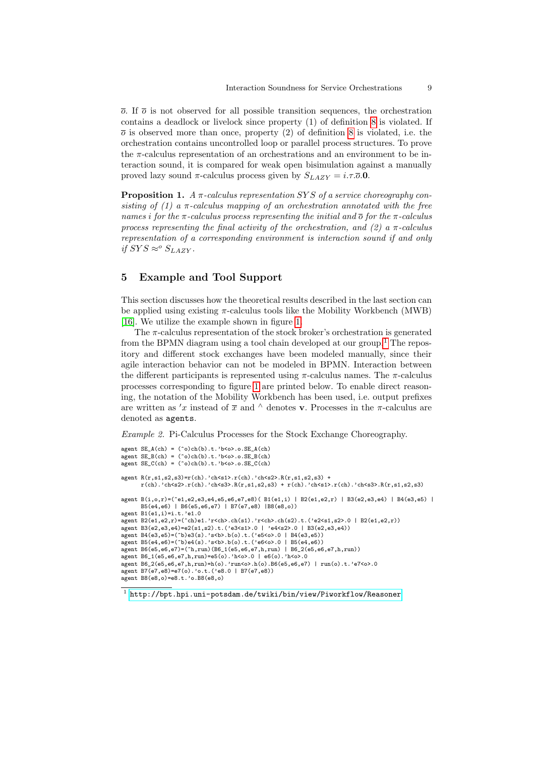$\overline{o}$. If $\overline{o}$ is not observed for all possible transition sequences, the orchestration contains a deadlock or livelock since property (1) of definition 8 is violated. If $\overline{o}$ is observed more than once, property (2) of definition 8 is violated, i.e. the orchestration contains uncontrolled loop or parallel process structures. To prove the $\pi$-calculus representation of an orchestrations and an environment to be interaction sound, it is compared for weak open bisimulation against a manually proved lazy sound $\pi$-calculus process given by $S_{LAZY} = i.\tau.\overline{o}.\mathbf{0}$.

**Proposition 1.** *A $\pi$-calculus representation $SYS$ of a service choreography consisting of (1) a $\pi$-calculus mapping of an orchestration annotated with the free names $i$ for the $\pi$-calculus process representing the initial and $\overline{o}$ for the $\pi$-calculus process representing the final activity of the orchestration, and (2) a $\pi$-calculus representation of a corresponding environment is interaction sound if and only if $SYS \approx^o S_{LAZY}$.*

## 5 Example and Tool Support

This section discusses how the theoretical results described in the last section can be applied using existing $\pi$-calculus tools like the Mobility Workbench (MWB) [16]. We utilize the example shown in figure 1.

The $\pi$-calculus representation of the stock broker's orchestration is generated from the BPMN diagram using a tool chain developed at our group.[1] The repository and different stock exchanges have been modeled manually, since their agile interaction behavior can not be modeled in BPMN. Interaction between the different participants is represented using $\pi$-calculus names. The $\pi$-calculus processes corresponding to figure 1 are printed below. To enable direct reasoning, the notation of the Mobility Workbench has been used, i.e. output prefixes are written as $'x$ instead of $\overline{x}$ and ^ denotes $\mathbf{v}$. Processes in the $\pi$-calculus are denoted as `agents`.

*Example 2.* Pi-Calculus Processes for the Stock Exchange Choreography.

```
agent SE_A(ch) = (^o)ch(b).t.'b<o>.o.SE_A(ch)
agent SE_B(ch) = (^o)ch(b).t.'b<o>.o.SE_B(ch)
agent SE_C(ch) = (^o)ch(b).t.'b<o>.o.SE_C(ch)

agent R(r,s1,s2,s3)=r(ch).'ch<s1>.r(ch).'ch<s2>.R(r,s1,s2,s3) +
      r(ch).'ch<s2>.r(ch).'ch<s3>.R(r,s1,s2,s3) + r(ch).'ch<s1>.r(ch).'ch<s3>.R(r,s1,s2,s3)

agent B(i,o,r)=(^e1,e2,e3,e4,e5,e6,e7,e8)( B1(e1,i) | B2(e1,e2,r) | B3(e2,e3,e4) | B4(e3,e5) |
      B5(e4,e6) | B6(e5,e6,e7) | B7(e7,e8) |B8(e8,o))
agent B1(e1,i)=i.t.'e1.0
agent B2(e1,e2,r)=(^ch)e1.'r<ch>.ch(s1).'r<ch>.ch(s2).t.('e2<s1,s2>.0 | B2(e1,e2,r))
agent B3(e2,e3,e4)=e2(s1,s2).t.('e3<s1>.0 | 'e4<s2>.0 | B3(e2,e3,e4))
agent B4(e3,e5)=(^b)e3(s).'s<b>.b(o).t.('e5<o>.0 | B4(e3,e5))
agent B5(e4,e6)=(^b)e4(s).'s<b>.b(o).t.('e6<o>.0 | B5(e4,e6))
agent B6(e5,e6,e7)=(^h,run)(B6_1(e5,e6,e7,h,run) | B6_2(e5,e6,e7,h,run))
agent B6_1(e5,e6,e7,h,run)=e5(o).'h<o>.0 | e6(o).'h<o>.0
agent B6_2(e5,e6,e7,h,run)=h(o).'run<o>.h(o).B6(e5,e6,e7) | run(o).t.'e7<o>.0
agent B7(e7,e8)=e7(o).'o.t.('e8.0 | B7(e7,e8))
agent B8(e8,o)=e8.t.'o.B8(e8,o)
```

[1] http://bpt.hpi.uni-potsdam.de/twiki/bin/view/Piworkflow/Reasoner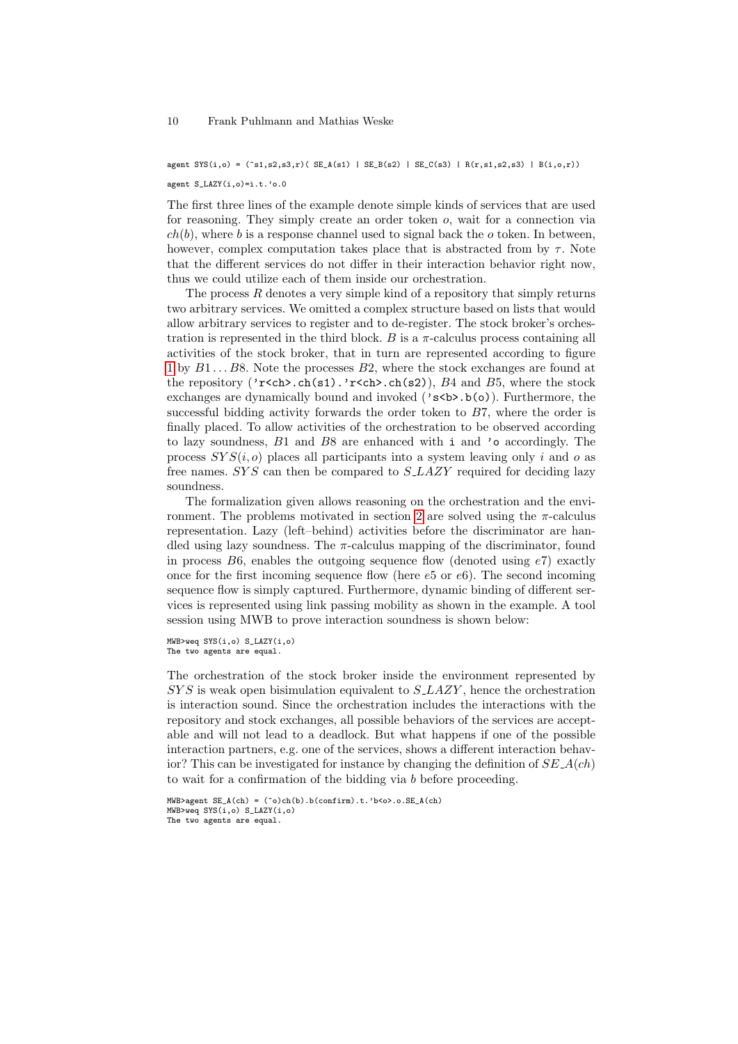```
agent SYS(i,o) = (^s1,s2,s3,r)( SE_A(s1) | SE_B(s2) | SE_C(s3) | R(r,s1,s2,s3) | B(i,o,r))
agent S_LAZY(i,o)=i.t.'o.0
```

The first three lines of the example denote simple kinds of services that are used for reasoning. They simply create an order token $o$, wait for a connection via $ch(b)$, where $b$ is a response channel used to signal back the $o$ token. In between, however, complex computation takes place that is abstracted from by $\tau$. Note that the different services do not differ in their interaction behavior right now, thus we could utilize each of them inside our orchestration.

The process $R$ denotes a very simple kind of a repository that simply returns two arbitrary services. We omitted a complex structure based on lists that would allow arbitrary services to register and to de-register. The stock broker's orchestration is represented in the third block. $B$ is a $\pi$-calculus process containing all activities of the stock broker, that in turn are represented according to figure 1 by $B1 \ldots B8$. Note the processes $B2$, where the stock exchanges are found at the repository (`'r<ch>.ch(s1).'r<ch>.ch(s2)`), $B4$ and $B5$, where the stock exchanges are dynamically bound and invoked (`'s<b>.b(o)`). Furthermore, the successful bidding activity forwards the order token to $B7$, where the order is finally placed. To allow activities of the orchestration to be observed according to lazy soundness, $B1$ and $B8$ are enhanced with `i` and `'o` accordingly. The process $SYS(i, o)$ places all participants into a system leaving only $i$ and $o$ as free names. $SYS$ can then be compared to $S\_LAZY$ required for deciding lazy soundness.

The formalization given allows reasoning on the orchestration and the environment. The problems motivated in section 2 are solved using the $\pi$-calculus representation. Lazy (left–behind) activities before the discriminator are handled using lazy soundness. The $\pi$-calculus mapping of the discriminator, found in process $B6$, enables the outgoing sequence flow (denoted using $e7$) exactly once for the first incoming sequence flow (here $e5$ or $e6$). The second incoming sequence flow is simply captured. Furthermore, dynamic binding of different services is represented using link passing mobility as shown in the example. A tool session using MWB to prove interaction soundness is shown below:

```
MWB>weq SYS(i,o) S_LAZY(i,o)
The two agents are equal.
```

The orchestration of the stock broker inside the environment represented by $SYS$ is weak open bisimulation equivalent to $S\_LAZY$, hence the orchestration is interaction sound. Since the orchestration includes the interactions with the repository and stock exchanges, all possible behaviors of the services are acceptable and will not lead to a deadlock. But what happens if one of the possible interaction partners, e.g. one of the services, shows a different interaction behavior? This can be investigated for instance by changing the definition of $SE\_A(ch)$ to wait for a confirmation of the bidding via $b$ before proceeding.

```
MWB>agent SE_A(ch) = (^o)ch(b).b(confirm).t.'b<o>.o.SE_A(ch)
MWB>weq SYS(i,o) S_LAZY(i,o)
The two agents are equal.
```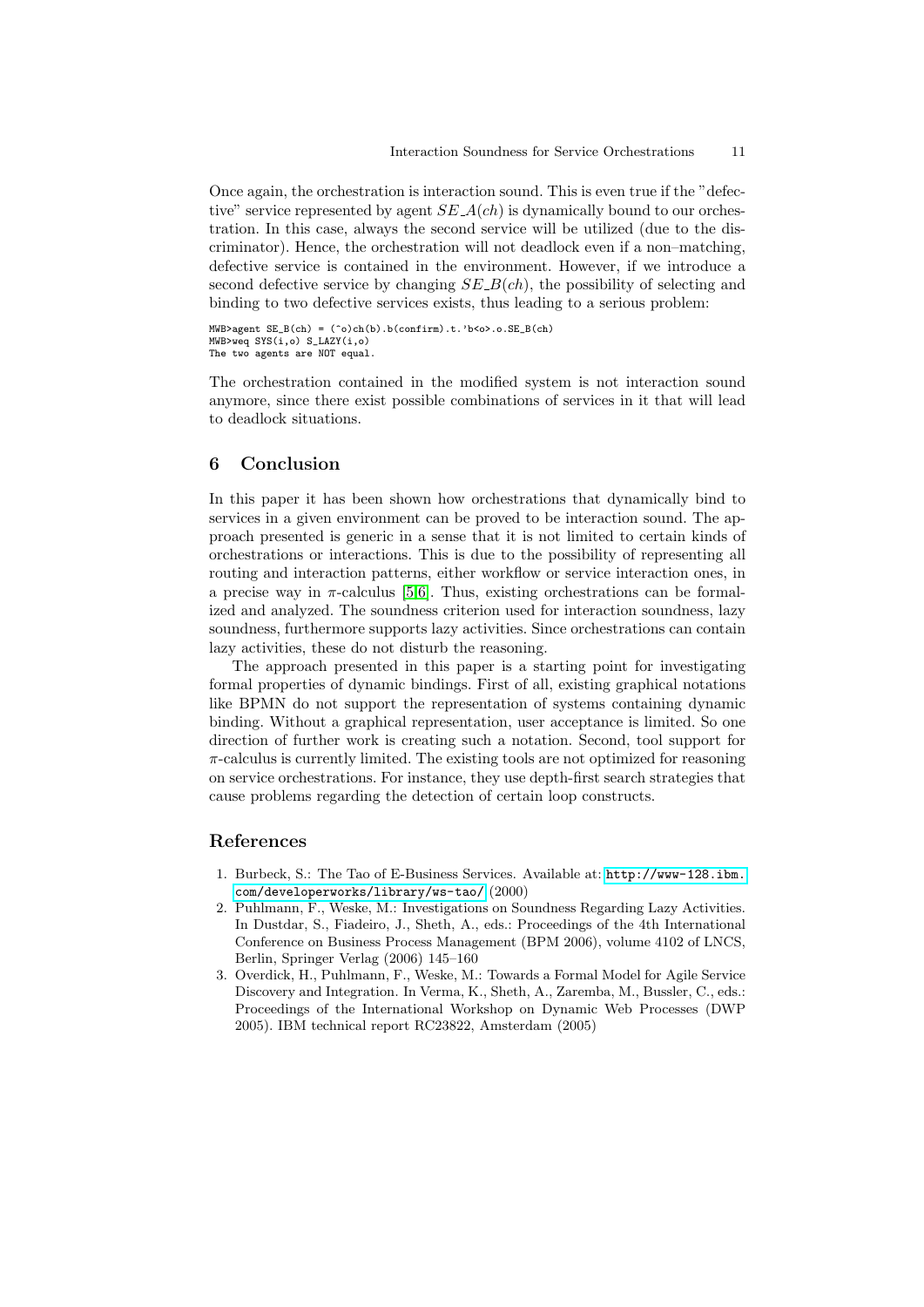Once again, the orchestration is interaction sound. This is even true if the "defective" service represented by agent $SE\_A(ch)$ is dynamically bound to our orchestration. In this case, always the second service will be utilized (due to the discriminator). Hence, the orchestration will not deadlock even if a non–matching, defective service is contained in the environment. However, if we introduce a second defective service by changing $SE\_B(ch)$, the possibility of selecting and binding to two defective services exists, thus leading to a serious problem:

```
MWB>agent SE_B(ch) = (^o)ch(b).b(confirm).t.'b<o>.o.SE_B(ch)
MWB>weq SYS(i,o) S_LAZY(i,o)
The two agents are NOT equal.
```

The orchestration contained in the modified system is not interaction sound anymore, since there exist possible combinations of services in it that will lead to deadlock situations.

## 6 Conclusion

In this paper it has been shown how orchestrations that dynamically bind to services in a given environment can be proved to be interaction sound. The approach presented is generic in a sense that it is not limited to certain kinds of orchestrations or interactions. This is due to the possibility of representing all routing and interaction patterns, either workflow or service interaction ones, in a precise way in $\pi$-calculus [5,6]. Thus, existing orchestrations can be formalized and analyzed. The soundness criterion used for interaction soundness, lazy soundness, furthermore supports lazy activities. Since orchestrations can contain lazy activities, these do not disturb the reasoning.

The approach presented in this paper is a starting point for investigating formal properties of dynamic bindings. First of all, existing graphical notations like BPMN do not support the representation of systems containing dynamic binding. Without a graphical representation, user acceptance is limited. So one direction of further work is creating such a notation. Second, tool support for $\pi$-calculus is currently limited. The existing tools are not optimized for reasoning on service orchestrations. For instance, they use depth-first search strategies that cause problems regarding the detection of certain loop constructs.

## References

1. Burbeck, S.: The Tao of E-Business Services. Available at: http://www-128.ibm.com/developerworks/library/ws-tao/ (2000)
2. Puhlmann, F., Weske, M.: Investigations on Soundness Regarding Lazy Activities. In Dustdar, S., Fiadeiro, J., Sheth, A., eds.: Proceedings of the 4th International Conference on Business Process Management (BPM 2006), volume 4102 of LNCS, Berlin, Springer Verlag (2006) 145–160
3. Overdick, H., Puhlmann, F., Weske, M.: Towards a Formal Model for Agile Service Discovery and Integration. In Verma, K., Sheth, A., Zaremba, M., Bussler, C., eds.: Proceedings of the International Workshop on Dynamic Web Processes (DWP 2005). IBM technical report RC23822, Amsterdam (2005)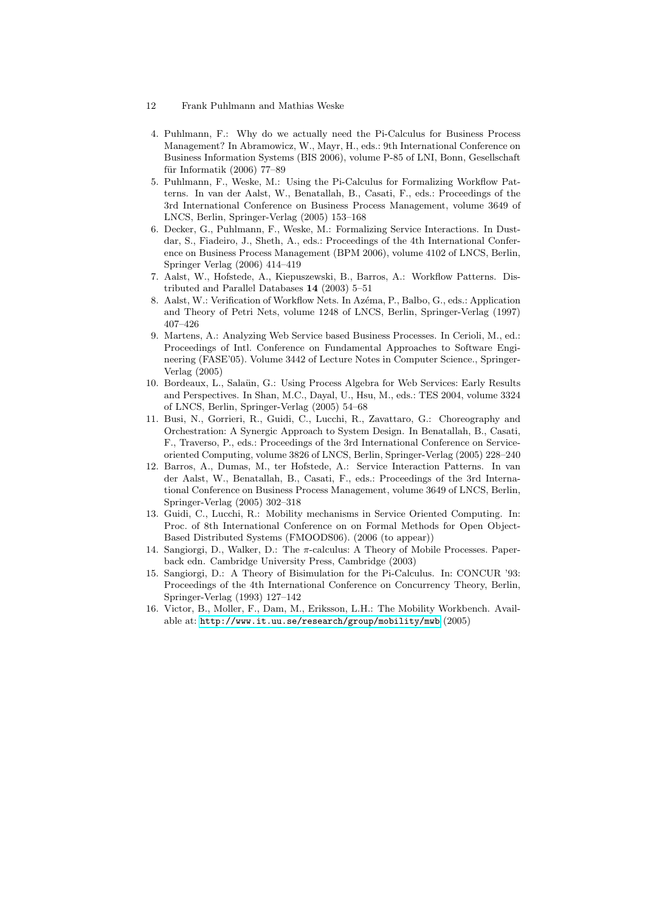4. Puhlmann, F.: Why do we actually need the Pi-Calculus for Business Process Management? In Abramowicz, W., Mayr, H., eds.: 9th International Conference on Business Information Systems (BIS 2006), volume P-85 of LNI, Bonn, Gesellschaft für Informatik (2006) 77–89
5. Puhlmann, F., Weske, M.: Using the Pi-Calculus for Formalizing Workflow Patterns. In van der Aalst, W., Benatallah, B., Casati, F., eds.: Proceedings of the 3rd International Conference on Business Process Management, volume 3649 of LNCS, Berlin, Springer-Verlag (2005) 153–168
6. Decker, G., Puhlmann, F., Weske, M.: Formalizing Service Interactions. In Dustdar, S., Fiadeiro, J., Sheth, A., eds.: Proceedings of the 4th International Conference on Business Process Management (BPM 2006), volume 4102 of LNCS, Berlin, Springer Verlag (2006) 414–419
7. Aalst, W., Hofstede, A., Kiepuszewski, B., Barros, A.: Workflow Patterns. Distributed and Parallel Databases **14** (2003) 5–51
8. Aalst, W.: Verification of Workflow Nets. In Azéma, P., Balbo, G., eds.: Application and Theory of Petri Nets, volume 1248 of LNCS, Berlin, Springer-Verlag (1997) 407–426
9. Martens, A.: Analyzing Web Service based Business Processes. In Cerioli, M., ed.: Proceedings of Intl. Conference on Fundamental Approaches to Software Engineering (FASE'05). Volume 3442 of Lecture Notes in Computer Science., Springer-Verlag (2005)
10. Bordeaux, L., Salaün, G.: Using Process Algebra for Web Services: Early Results and Perspectives. In Shan, M.C., Dayal, U., Hsu, M., eds.: TES 2004, volume 3324 of LNCS, Berlin, Springer-Verlag (2005) 54–68
11. Busi, N., Gorrieri, R., Guidi, C., Lucchi, R., Zavattaro, G.: Choreography and Orchestration: A Synergic Approach to System Design. In Benatallah, B., Casati, F., Traverso, P., eds.: Proceedings of the 3rd International Conference on Service-oriented Computing, volume 3826 of LNCS, Berlin, Springer-Verlag (2005) 228–240
12. Barros, A., Dumas, M., ter Hofstede, A.: Service Interaction Patterns. In van der Aalst, W., Benatallah, B., Casati, F., eds.: Proceedings of the 3rd International Conference on Business Process Management, volume 3649 of LNCS, Berlin, Springer-Verlag (2005) 302–318
13. Guidi, C., Lucchi, R.: Mobility mechanisms in Service Oriented Computing. In: Proc. of 8th International Conference on on Formal Methods for Open Object-Based Distributed Systems (FMOODS06). (2006 (to appear))
14. Sangiorgi, D., Walker, D.: The $\pi$-calculus: A Theory of Mobile Processes. Paperback edn. Cambridge University Press, Cambridge (2003)
15. Sangiorgi, D.: A Theory of Bisimulation for the Pi-Calculus. In: CONCUR '93: Proceedings of the 4th International Conference on Concurrency Theory, Berlin, Springer-Verlag (1993) 127–142
16. Victor, B., Moller, F., Dam, M., Eriksson, L.H.: The Mobility Workbench. Available at: `http://www.it.uu.se/research/group/mobility/mwb` (2005)